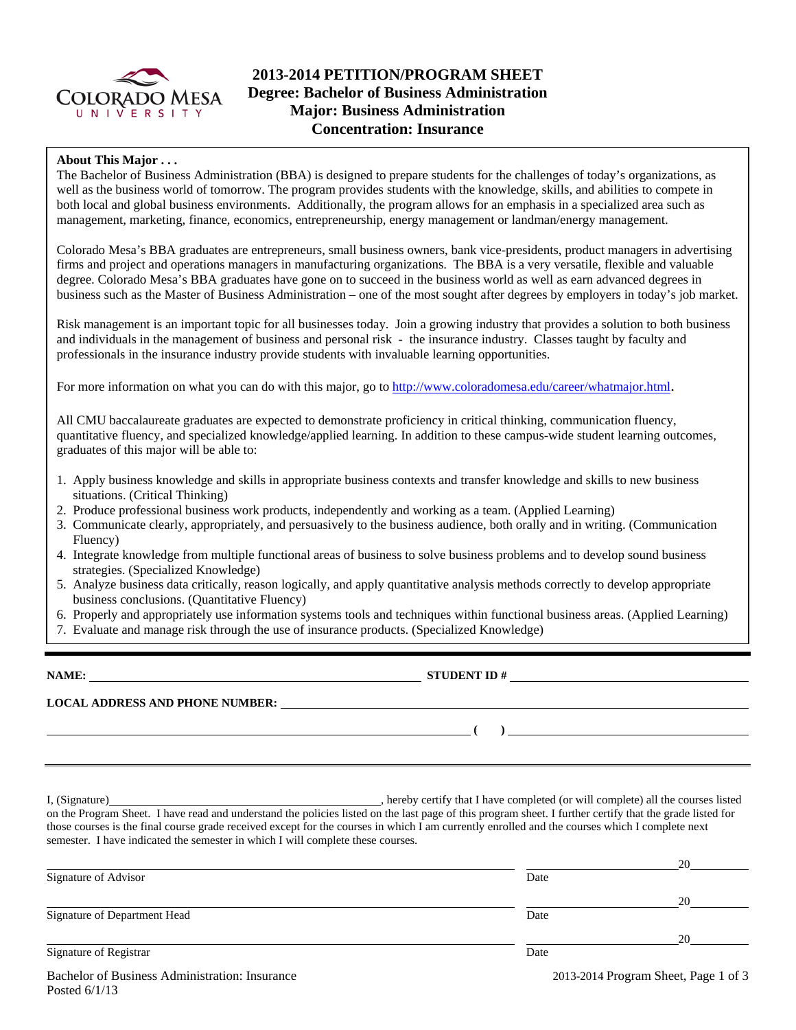# 2013-2014 PETITION/PROGRAM SHEET
## Degree: Bachelor of Business Administration
## Major: Business Administration
## Concentration: Insurance

**About This Major . . .**

The Bachelor of Business Administration (BBA) is designed to prepare students for the challenges of today's organizations, as well as the business world of tomorrow. The program provides students with the knowledge, skills, and abilities to compete in both local and global business environments. Additionally, the program allows for an emphasis in a specialized area such as management, marketing, finance, economics, entrepreneurship, energy management or landman/energy management.

Colorado Mesa's BBA graduates are entrepreneurs, small business owners, bank vice-presidents, product managers in advertising firms and project and operations managers in manufacturing organizations. The BBA is a very versatile, flexible and valuable degree. Colorado Mesa's BBA graduates have gone on to succeed in the business world as well as earn advanced degrees in business such as the Master of Business Administration – one of the most sought after degrees by employers in today's job market.

Risk management is an important topic for all businesses today. Join a growing industry that provides a solution to both business and individuals in the management of business and personal risk - the insurance industry. Classes taught by faculty and professionals in the insurance industry provide students with invaluable learning opportunities.

For more information on what you can do with this major, go to http://www.coloradomesa.edu/career/whatmajor.html.

All CMU baccalaureate graduates are expected to demonstrate proficiency in critical thinking, communication fluency, quantitative fluency, and specialized knowledge/applied learning. In addition to these campus-wide student learning outcomes, graduates of this major will be able to:

1. Apply business knowledge and skills in appropriate business contexts and transfer knowledge and skills to new business situations. (Critical Thinking)
2. Produce professional business work products, independently and working as a team. (Applied Learning)
3. Communicate clearly, appropriately, and persuasively to the business audience, both orally and in writing. (Communication Fluency)
4. Integrate knowledge from multiple functional areas of business to solve business problems and to develop sound business strategies. (Specialized Knowledge)
5. Analyze business data critically, reason logically, and apply quantitative analysis methods correctly to develop appropriate business conclusions. (Quantitative Fluency)
6. Properly and appropriately use information systems tools and techniques within functional business areas. (Applied Learning)
7. Evaluate and manage risk through the use of insurance products. (Specialized Knowledge)

**NAME:** ______________________________ **STUDENT ID #** ______________________________

**LOCAL ADDRESS AND PHONE NUMBER:** ______________________________

______________________________ **( )** ______________________________

I, (Signature) ______________________________, hereby certify that I have completed (or will complete) all the courses listed on the Program Sheet. I have read and understand the policies listed on the last page of this program sheet. I further certify that the grade listed for those courses is the final course grade received except for the courses in which I am currently enrolled and the courses which I complete next semester. I have indicated the semester in which I will complete these courses.

______________________________ Signature of Advisor ______________ Date 20____

______________________________ Signature of Department Head ______________ Date 20____

______________________________ Signature of Registrar ______________ Date 20____

Bachelor of Business Administration: Insurance
Posted 6/1/13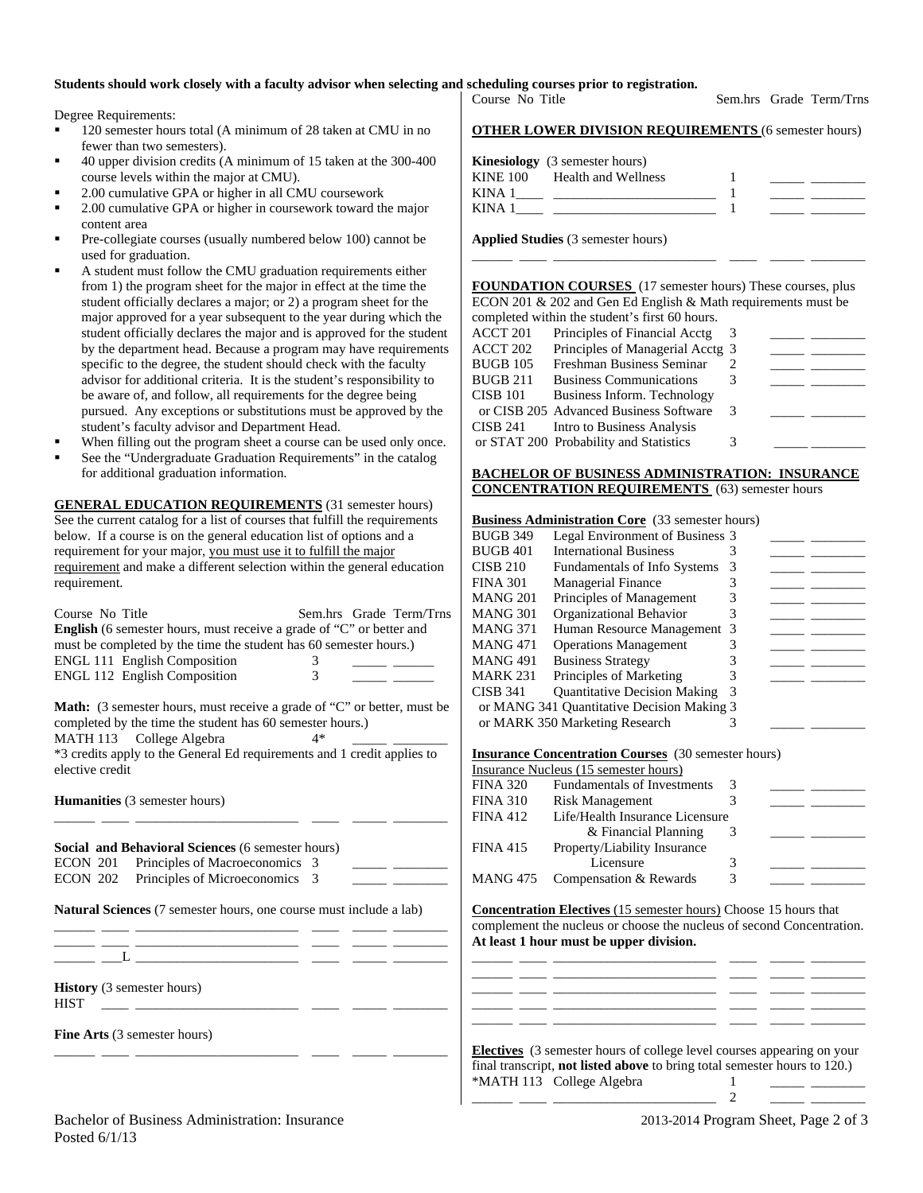**Students should work closely with a faculty advisor when selecting and scheduling courses prior to registration.**

Degree Requirements:

- 120 semester hours total (A minimum of 28 taken at CMU in no fewer than two semesters).
- 40 upper division credits (A minimum of 15 taken at the 300-400 course levels within the major at CMU).
- 2.00 cumulative GPA or higher in all CMU coursework
- 2.00 cumulative GPA or higher in coursework toward the major content area
- Pre-collegiate courses (usually numbered below 100) cannot be used for graduation.
- A student must follow the CMU graduation requirements either from 1) the program sheet for the major in effect at the time the student officially declares a major; or 2) a program sheet for the major approved for a year subsequent to the year during which the student officially declares the major and is approved for the student by the department head. Because a program may have requirements specific to the degree, the student should check with the faculty advisor for additional criteria. It is the student's responsibility to be aware of, and follow, all requirements for the degree being pursued. Any exceptions or substitutions must be approved by the student's faculty advisor and Department Head.
- When filling out the program sheet a course can be used only once.
- See the "Undergraduate Graduation Requirements" in the catalog for additional graduation information.

**GENERAL EDUCATION REQUIREMENTS** (31 semester hours) See the current catalog for a list of courses that fulfill the requirements below. If a course is on the general education list of options and a requirement for your major, you must use it to fulfill the major requirement and make a different selection within the general education requirement.

| Course No | Title | Sem.hrs | Grade | Term/Trns |
|---|---|---|---|---|
| **English** (6 semester hours, must receive a grade of "C" or better and must be completed by the time the student has 60 semester hours.) | | | | |
| ENGL 111 | English Composition | 3 | _____ | ______ |
| ENGL 112 | English Composition | 3 | _____ | ______ |
| **Math:** (3 semester hours, must receive a grade of "C" or better, must be completed by the time the student has 60 semester hours.) | | | | |
| MATH 113 | College Algebra | 4* | _____ | ________ |
| *3 credits apply to the General Ed requirements and 1 credit applies to elective credit | | | | |
| **Humanities** (3 semester hours) | | | | |
| ______ ____ | _______________________ | ____ | _____ | ________ |
| **Social and Behavioral Sciences** (6 semester hours) | | | | |
| ECON 201 | Principles of Macroeconomics | 3 | _____ | ________ |
| ECON 202 | Principles of Microeconomics | 3 | _____ | ________ |
| **Natural Sciences** (7 semester hours, one course must include a lab) | | | | |
| ______ ____ | _______________________ | ____ | _____ | ________ |
| ______ ____ | _______________________ | ____ | _____ | ________ |
| ______ ___L | _______________________ | ____ | _____ | ________ |
| **History** (3 semester hours) | | | | |
| HIST ____ | _______________________ | ____ | _____ | ________ |
| **Fine Arts** (3 semester hours) | | | | |
| ______ ____ | _______________________ | ____ | _____ | ________ |

| Course No | Title | Sem.hrs | Grade | Term/Trns |
|---|---|---|---|---|
| **OTHER LOWER DIVISION REQUIREMENTS** (6 semester hours) | | | | |
| **Kinesiology** (3 semester hours) | | | | |
| KINE 100 | Health and Wellness | 1 | _____ | ________ |
| KINA 1____ | _______________________ | 1 | _____ | ________ |
| KINA 1____ | _______________________ | 1 | _____ | ________ |
| **Applied Studies** (3 semester hours) | | | | |
| ______ ____ | _______________________ | ____ | _____ | ________ |

**FOUNDATION COURSES** (17 semester hours) These courses, plus ECON 201 & 202 and Gen Ed English & Math requirements must be completed within the student's first 60 hours.

| Course No | Title | Sem.hrs | Grade | Term/Trns |
|---|---|---|---|---|
| ACCT 201 | Principles of Financial Acctg | 3 | _____ | ________ |
| ACCT 202 | Principles of Managerial Acctg | 3 | _____ | ________ |
| BUGB 105 | Freshman Business Seminar | 2 | _____ | ________ |
| BUGB 211 | Business Communications | 3 | _____ | ________ |
| CISB 101 | Business Inform. Technology | | | |
| or CISB 205 | Advanced Business Software | 3 | _____ | ________ |
| CISB 241 | Intro to Business Analysis | | | |
| or STAT 200 | Probability and Statistics | 3 | _____ | ________ |

**BACHELOR OF BUSINESS ADMINISTRATION: INSURANCE CONCENTRATION REQUIREMENTS** (63) semester hours

**Business Administration Core** (33 semester hours)

| Course No | Title | Sem.hrs | Grade | Term/Trns |
|---|---|---|---|---|
| BUGB 349 | Legal Environment of Business | 3 | _____ | ________ |
| BUGB 401 | International Business | 3 | _____ | ________ |
| CISB 210 | Fundamentals of Info Systems | 3 | _____ | ________ |
| FINA 301 | Managerial Finance | 3 | _____ | ________ |
| MANG 201 | Principles of Management | 3 | _____ | ________ |
| MANG 301 | Organizational Behavior | 3 | _____ | ________ |
| MANG 371 | Human Resource Management | 3 | _____ | ________ |
| MANG 471 | Operations Management | 3 | _____ | ________ |
| MANG 491 | Business Strategy | 3 | _____ | ________ |
| MARK 231 | Principles of Marketing | 3 | _____ | ________ |
| CISB 341 | Quantitative Decision Making | 3 | | |
| or MANG 341 | Quantitative Decision Making | 3 | | |
| or MARK 350 | Marketing Research | 3 | _____ | ________ |

**Insurance Concentration Courses** (30 semester hours)

Insurance Nucleus (15 semester hours)

| Course No | Title | Sem.hrs | Grade | Term/Trns |
|---|---|---|---|---|
| FINA 320 | Fundamentals of Investments | 3 | _____ | ________ |
| FINA 310 | Risk Management | 3 | _____ | ________ |
| FINA 412 | Life/Health Insurance Licensure & Financial Planning | 3 | _____ | ________ |
| FINA 415 | Property/Liability Insurance Licensure | 3 | _____ | ________ |
| MANG 475 | Compensation & Rewards | 3 | _____ | ________ |

**Concentration Electives** (15 semester hours) Choose 15 hours that complement the nucleus or choose the nucleus of second Concentration. **At least 1 hour must be upper division.**

| Course No | Title | Sem.hrs | Grade | Term/Trns |
|---|---|---|---|---|
| ______ ____ | _______________________ | ____ | _____ | ________ |
| ______ ____ | _______________________ | ____ | _____ | ________ |
| ______ ____ | _______________________ | ____ | _____ | ________ |
| ______ ____ | _______________________ | ____ | _____ | ________ |
| ______ ____ | _______________________ | ____ | _____ | ________ |

**Electives** (3 semester hours of college level courses appearing on your final transcript, **not listed above** to bring total semester hours to 120.)

| Course No | Title | Sem.hrs | Grade | Term/Trns |
|---|---|---|---|---|
| *MATH 113 | College Algebra | 1 | _____ | ________ |
| ______ ____ | _______________________ | 2 | _____ | ________ |

Bachelor of Business Administration: Insurance
Posted 6/1/13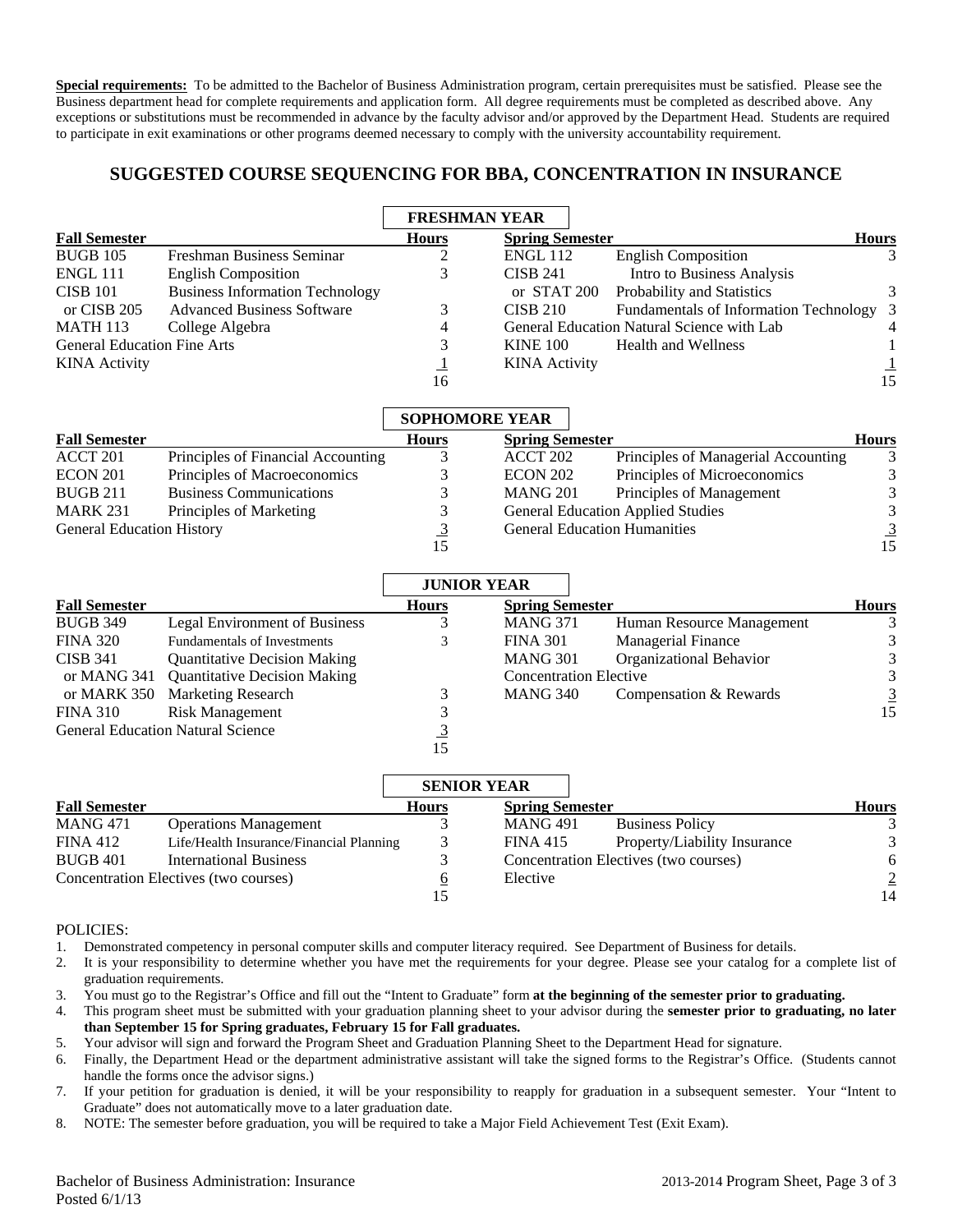**Special requirements:** To be admitted to the Bachelor of Business Administration program, certain prerequisites must be satisfied. Please see the Business department head for complete requirements and application form. All degree requirements must be completed as described above. Any exceptions or substitutions must be recommended in advance by the faculty advisor and/or approved by the Department Head. Students are required to participate in exit examinations or other programs deemed necessary to comply with the university accountability requirement.

## SUGGESTED COURSE SEQUENCING FOR BBA, CONCENTRATION IN INSURANCE

### FRESHMAN YEAR

| Fall Semester | | Hours | Spring Semester | | Hours |
|---|---|---|---|---|---|
| BUGB 105 | Freshman Business Seminar | 2 | ENGL 112 | English Composition | 3 |
| ENGL 111 | English Composition | 3 | CISB 241 | Intro to Business Analysis | |
| CISB 101 | Business Information Technology | | or STAT 200 | Probability and Statistics | 3 |
| or CISB 205 | Advanced Business Software | 3 | CISB 210 | Fundamentals of Information Technology | 3 |
| MATH 113 | College Algebra | 4 | General Education Natural Science with Lab | | 4 |
| General Education Fine Arts | | 3 | KINE 100 | Health and Wellness | 1 |
| KINA Activity | | 1 | KINA Activity | | 1 |
| | | 16 | | | 15 |

### SOPHOMORE YEAR

| Fall Semester | | Hours | Spring Semester | | Hours |
|---|---|---|---|---|---|
| ACCT 201 | Principles of Financial Accounting | 3 | ACCT 202 | Principles of Managerial Accounting | 3 |
| ECON 201 | Principles of Macroeconomics | 3 | ECON 202 | Principles of Microeconomics | 3 |
| BUGB 211 | Business Communications | 3 | MANG 201 | Principles of Management | 3 |
| MARK 231 | Principles of Marketing | 3 | General Education Applied Studies | | 3 |
| General Education History | | 3 | General Education Humanities | | 3 |
| | | 15 | | | 15 |

### JUNIOR YEAR

| Fall Semester | | Hours | Spring Semester | | Hours |
|---|---|---|---|---|---|
| BUGB 349 | Legal Environment of Business | 3 | MANG 371 | Human Resource Management | 3 |
| FINA 320 | Fundamentals of Investments | 3 | FINA 301 | Managerial Finance | 3 |
| CISB 341 | Quantitative Decision Making | | MANG 301 | Organizational Behavior | 3 |
| or MANG 341 | Quantitative Decision Making | | Concentration Elective | | 3 |
| or MARK 350 | Marketing Research | 3 | MANG 340 | Compensation & Rewards | 3 |
| FINA 310 | Risk Management | 3 | | | 15 |
| General Education Natural Science | | 3 | | | |
| | | 15 | | | |

### SENIOR YEAR

| Fall Semester | | Hours | Spring Semester | | Hours |
|---|---|---|---|---|---|
| MANG 471 | Operations Management | 3 | MANG 491 | Business Policy | 3 |
| FINA 412 | Life/Health Insurance/Financial Planning | 3 | FINA 415 | Property/Liability Insurance | 3 |
| BUGB 401 | International Business | 3 | Concentration Electives (two courses) | | 6 |
| Concentration Electives (two courses) | | 6 | Elective | | 2 |
| | | 15 | | | 14 |

POLICIES:

1. Demonstrated competency in personal computer skills and computer literacy required. See Department of Business for details.
2. It is your responsibility to determine whether you have met the requirements for your degree. Please see your catalog for a complete list of graduation requirements.
3. You must go to the Registrar's Office and fill out the "Intent to Graduate" form **at the beginning of the semester prior to graduating.**
4. This program sheet must be submitted with your graduation planning sheet to your advisor during the **semester prior to graduating, no later than September 15 for Spring graduates, February 15 for Fall graduates.**
5. Your advisor will sign and forward the Program Sheet and Graduation Planning Sheet to the Department Head for signature.
6. Finally, the Department Head or the department administrative assistant will take the signed forms to the Registrar's Office. (Students cannot handle the forms once the advisor signs.)
7. If your petition for graduation is denied, it will be your responsibility to reapply for graduation in a subsequent semester. Your "Intent to Graduate" does not automatically move to a later graduation date.
8. NOTE: The semester before graduation, you will be required to take a Major Field Achievement Test (Exit Exam).

Bachelor of Business Administration: Insurance
Posted 6/1/13